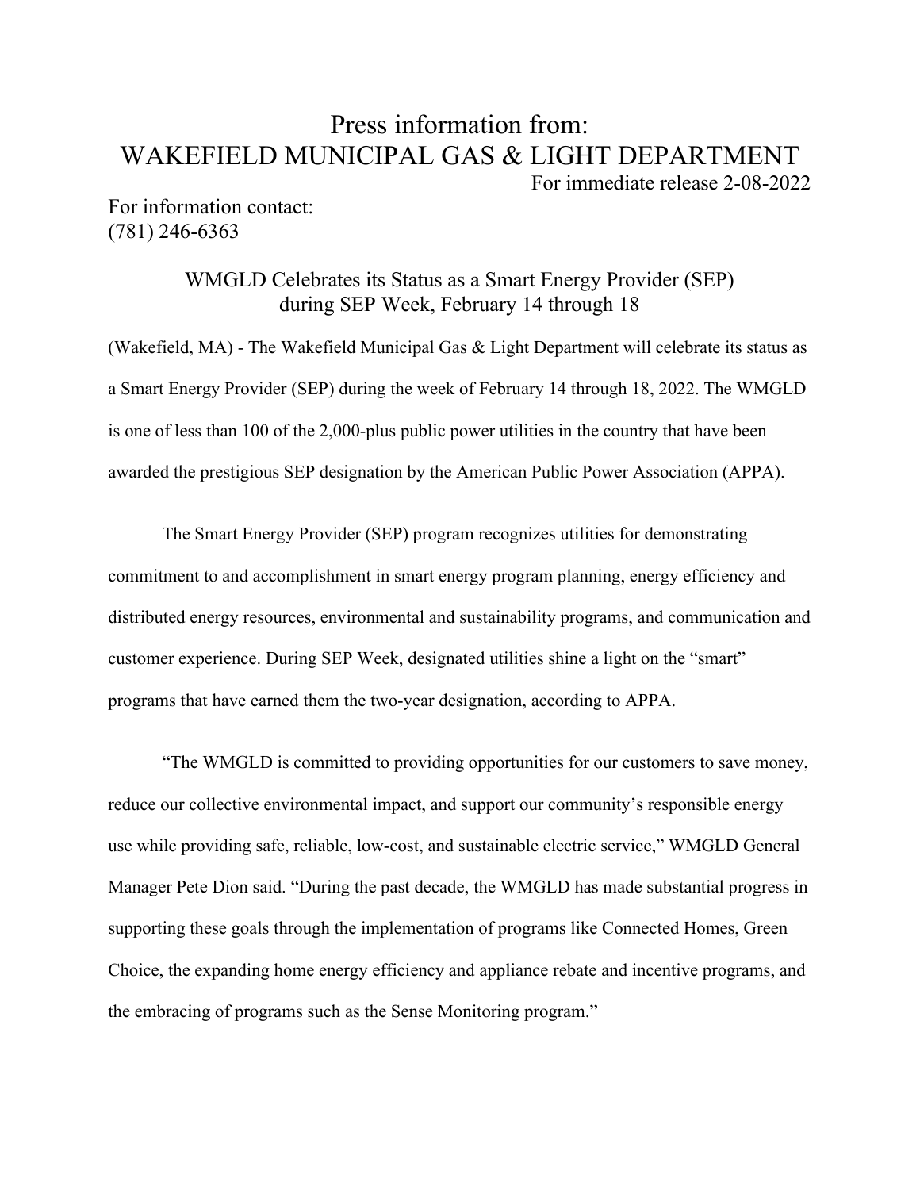# Press information from: WAKEFIELD MUNICIPAL GAS & LIGHT DEPARTMENT

For immediate release 2-08-2022

For information contact:
(781) 246-6363

## WMGLD Celebrates its Status as a Smart Energy Provider (SEP) during SEP Week, February 14 through 18

(Wakefield, MA) - The Wakefield Municipal Gas & Light Department will celebrate its status as a Smart Energy Provider (SEP) during the week of February 14 through 18, 2022. The WMGLD is one of less than 100 of the 2,000-plus public power utilities in the country that have been awarded the prestigious SEP designation by the American Public Power Association (APPA).

The Smart Energy Provider (SEP) program recognizes utilities for demonstrating commitment to and accomplishment in smart energy program planning, energy efficiency and distributed energy resources, environmental and sustainability programs, and communication and customer experience. During SEP Week, designated utilities shine a light on the "smart" programs that have earned them the two-year designation, according to APPA.

"The WMGLD is committed to providing opportunities for our customers to save money, reduce our collective environmental impact, and support our community's responsible energy use while providing safe, reliable, low-cost, and sustainable electric service," WMGLD General Manager Pete Dion said. "During the past decade, the WMGLD has made substantial progress in supporting these goals through the implementation of programs like Connected Homes, Green Choice, the expanding home energy efficiency and appliance rebate and incentive programs, and the embracing of programs such as the Sense Monitoring program."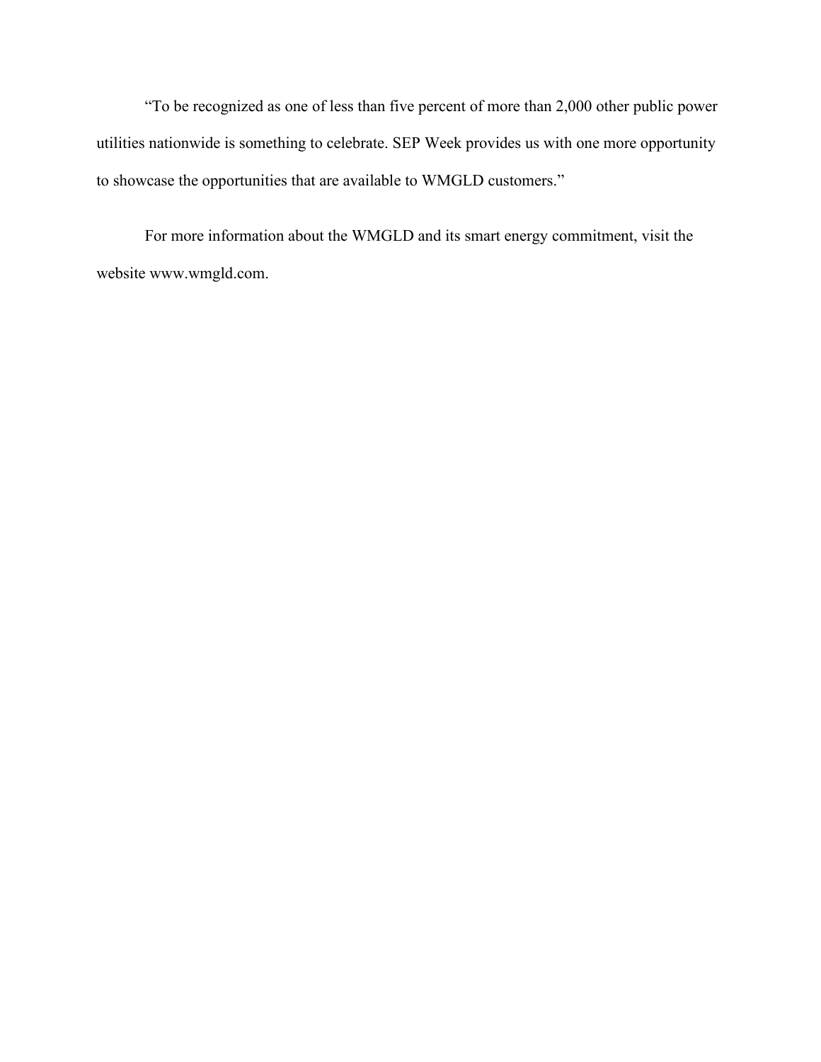“To be recognized as one of less than five percent of more than 2,000 other public power utilities nationwide is something to celebrate. SEP Week provides us with one more opportunity to showcase the opportunities that are available to WMGLD customers.”

For more information about the WMGLD and its smart energy commitment, visit the website www.wmgld.com.